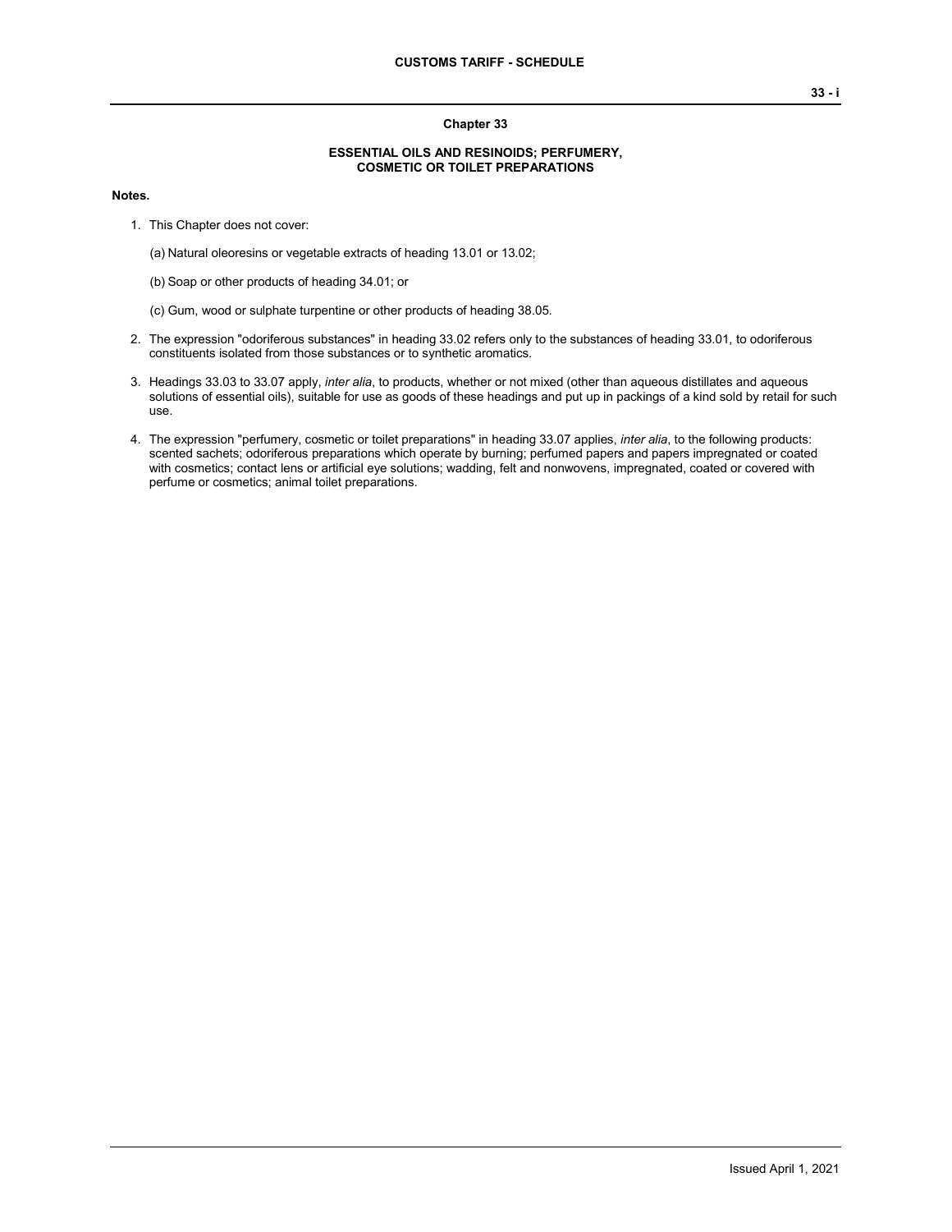# Chapter 33

## ESSENTIAL OILS AND RESINOIDS; PERFUMERY, COSMETIC OR TOILET PREPARATIONS

**Notes.**

1. This Chapter does not cover:

   (a) Natural oleoresins or vegetable extracts of heading 13.01 or 13.02;

   (b) Soap or other products of heading 34.01; or

   (c) Gum, wood or sulphate turpentine or other products of heading 38.05.

2. The expression "odoriferous substances" in heading 33.02 refers only to the substances of heading 33.01, to odoriferous constituents isolated from those substances or to synthetic aromatics.

3. Headings 33.03 to 33.07 apply, *inter alia*, to products, whether or not mixed (other than aqueous distillates and aqueous solutions of essential oils), suitable for use as goods of these headings and put up in packings of a kind sold by retail for such use.

4. The expression "perfumery, cosmetic or toilet preparations" in heading 33.07 applies, *inter alia*, to the following products: scented sachets; odoriferous preparations which operate by burning; perfumed papers and papers impregnated or coated with cosmetics; contact lens or artificial eye solutions; wadding, felt and nonwovens, impregnated, coated or covered with perfume or cosmetics; animal toilet preparations.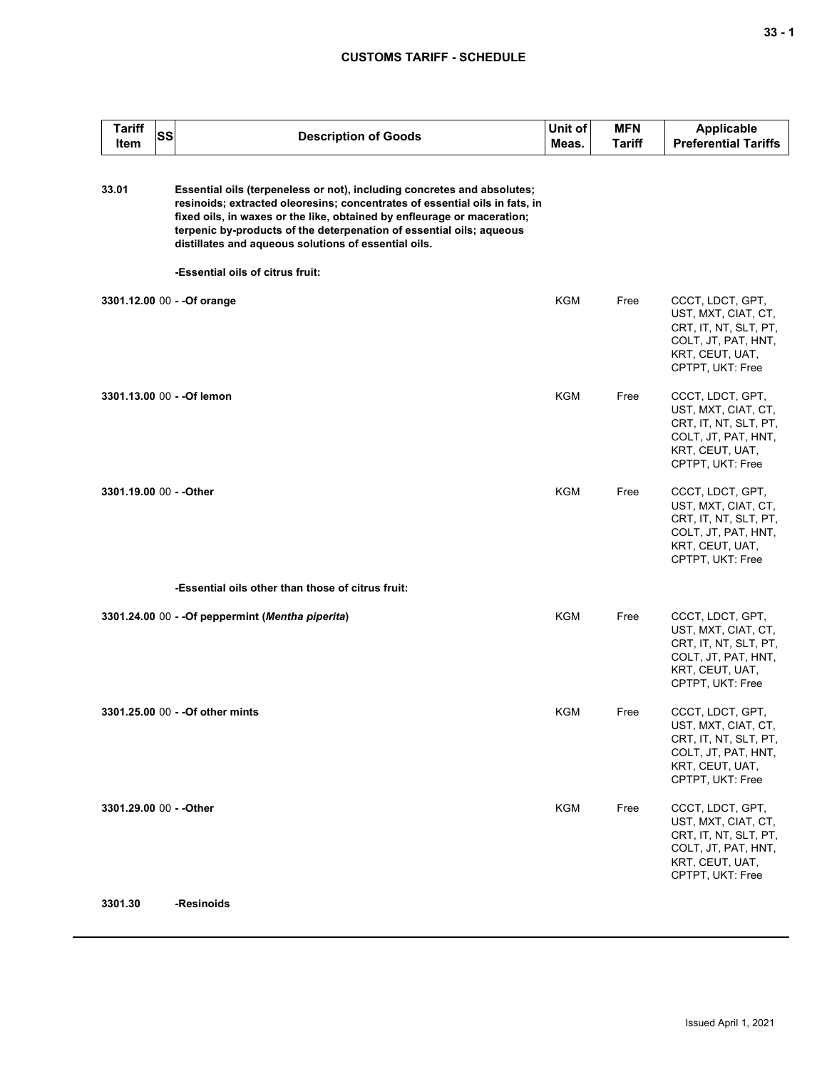## CUSTOMS TARIFF - SCHEDULE

| Tariff Item | SS | Description of Goods | Unit of Meas. | MFN Tariff | Applicable Preferential Tariffs |
|---|---|---|---|---|---|
| 33.01 | | **Essential oils (terpeneless or not), including concretes and absolutes; resinoids; extracted oleoresins; concentrates of essential oils in fats, in fixed oils, in waxes or the like, obtained by enfleurage or maceration; terpenic by-products of the deterpenation of essential oils; aqueous distillates and aqueous solutions of essential oils.** | | | |
| | | **-Essential oils of citrus fruit:** | | | |
| 3301.12.00 | 00 | **- -Of orange** | KGM | Free | CCCT, LDCT, GPT, UST, MXT, CIAT, CT, CRT, IT, NT, SLT, PT, COLT, JT, PAT, HNT, KRT, CEUT, UAT, CPTPT, UKT: Free |
| 3301.13.00 | 00 | **- -Of lemon** | KGM | Free | CCCT, LDCT, GPT, UST, MXT, CIAT, CT, CRT, IT, NT, SLT, PT, COLT, JT, PAT, HNT, KRT, CEUT, UAT, CPTPT, UKT: Free |
| 3301.19.00 | 00 | **- -Other** | KGM | Free | CCCT, LDCT, GPT, UST, MXT, CIAT, CT, CRT, IT, NT, SLT, PT, COLT, JT, PAT, HNT, KRT, CEUT, UAT, CPTPT, UKT: Free |
| | | **-Essential oils other than those of citrus fruit:** | | | |
| 3301.24.00 | 00 | **- -Of peppermint (*Mentha piperita*)** | KGM | Free | CCCT, LDCT, GPT, UST, MXT, CIAT, CT, CRT, IT, NT, SLT, PT, COLT, JT, PAT, HNT, KRT, CEUT, UAT, CPTPT, UKT: Free |
| 3301.25.00 | 00 | **- -Of other mints** | KGM | Free | CCCT, LDCT, GPT, UST, MXT, CIAT, CT, CRT, IT, NT, SLT, PT, COLT, JT, PAT, HNT, KRT, CEUT, UAT, CPTPT, UKT: Free |
| 3301.29.00 | 00 | **- -Other** | KGM | Free | CCCT, LDCT, GPT, UST, MXT, CIAT, CT, CRT, IT, NT, SLT, PT, COLT, JT, PAT, HNT, KRT, CEUT, UAT, CPTPT, UKT: Free |
| 3301.30 | | **-Resinoids** | | | |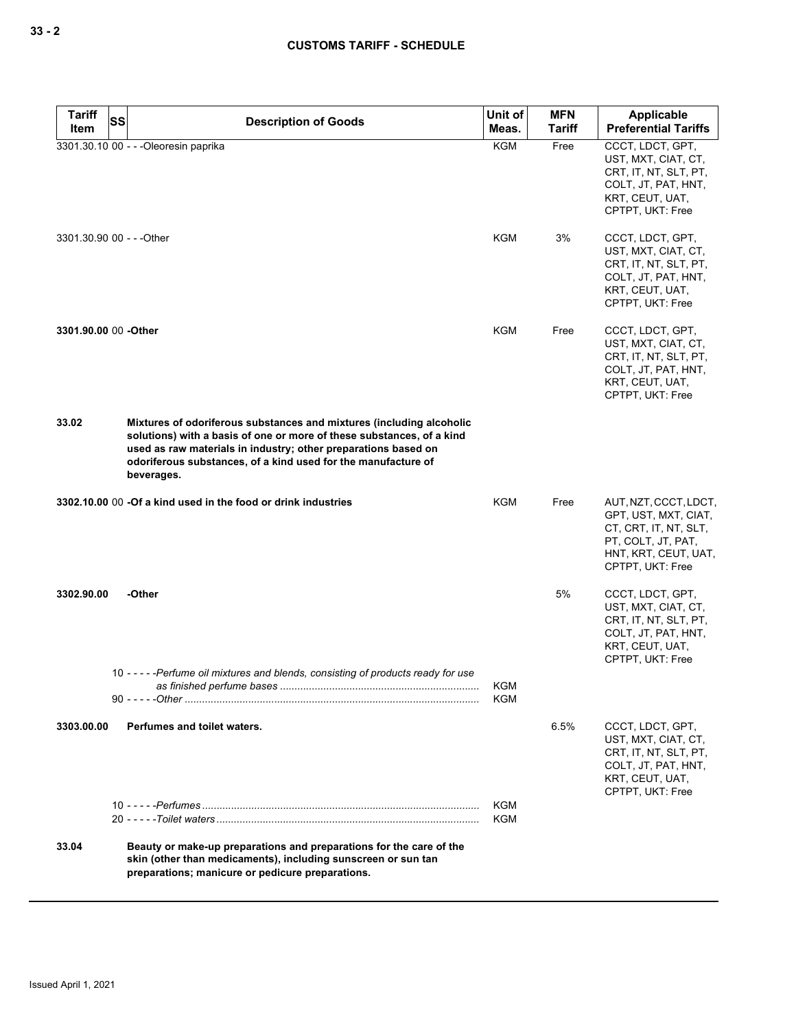| Tariff Item | SS | Description of Goods | Unit of Meas. | MFN Tariff | Applicable Preferential Tariffs |
|---|---|---|---|---|---|
| 3301.30.10 | 00 | - - -Oleoresin paprika | KGM | Free | CCCT, LDCT, GPT, UST, MXT, CIAT, CT, CRT, IT, NT, SLT, PT, COLT, JT, PAT, HNT, KRT, CEUT, UAT, CPTPT, UKT: Free |
| 3301.30.90 | 00 | - - -Other | KGM | 3% | CCCT, LDCT, GPT, UST, MXT, CIAT, CT, CRT, IT, NT, SLT, PT, COLT, JT, PAT, HNT, KRT, CEUT, UAT, CPTPT, UKT: Free |
| **3301.90.00** | 00 | **-Other** | KGM | Free | CCCT, LDCT, GPT, UST, MXT, CIAT, CT, CRT, IT, NT, SLT, PT, COLT, JT, PAT, HNT, KRT, CEUT, UAT, CPTPT, UKT: Free |
| **33.02** | | **Mixtures of odoriferous substances and mixtures (including alcoholic solutions) with a basis of one or more of these substances, of a kind used as raw materials in industry; other preparations based on odoriferous substances, of a kind used for the manufacture of beverages.** | | | |
| **3302.10.00** | 00 | **-Of a kind used in the food or drink industries** | KGM | Free | AUT, NZT, CCCT, LDCT, GPT, UST, MXT, CIAT, CT, CRT, IT, NT, SLT, PT, COLT, JT, PAT, HNT, KRT, CEUT, UAT, CPTPT, UKT: Free |
| **3302.90.00** | | **-Other** | | 5% | CCCT, LDCT, GPT, UST, MXT, CIAT, CT, CRT, IT, NT, SLT, PT, COLT, JT, PAT, HNT, KRT, CEUT, UAT, CPTPT, UKT: Free |
| | 10 | - - - - -*Perfume oil mixtures and blends, consisting of products ready for use as finished perfume bases* | KGM | | |
| | 90 | - - - - -*Other* | KGM | | |
| **3303.00.00** | | **Perfumes and toilet waters.** | | 6.5% | CCCT, LDCT, GPT, UST, MXT, CIAT, CT, CRT, IT, NT, SLT, PT, COLT, JT, PAT, HNT, KRT, CEUT, UAT, CPTPT, UKT: Free |
| | 10 | - - - - -*Perfumes* | KGM | | |
| | 20 | - - - - -*Toilet waters* | KGM | | |
| **33.04** | | **Beauty or make-up preparations and preparations for the care of the skin (other than medicaments), including sunscreen or sun tan preparations; manicure or pedicure preparations.** | | | |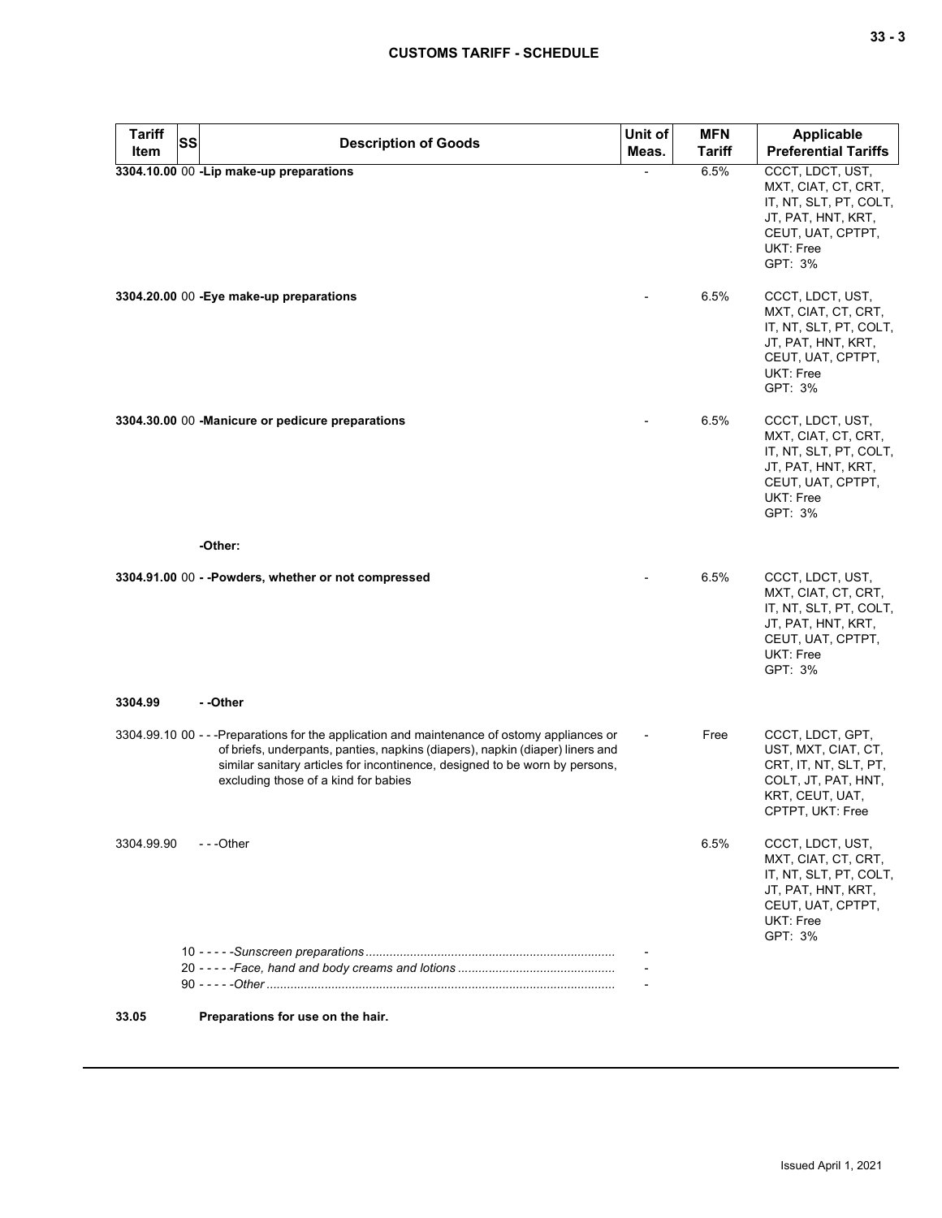| Tariff Item | SS | Description of Goods | Unit of Meas. | MFN Tariff | Applicable Preferential Tariffs |
|---|---|---|---|---|---|
| **3304.10.00** | 00 | **-Lip make-up preparations** | - | 6.5% | CCCT, LDCT, UST, MXT, CIAT, CT, CRT, IT, NT, SLT, PT, COLT, JT, PAT, HNT, KRT, CEUT, UAT, CPTPT, UKT: Free<br>GPT: 3% |
| **3304.20.00** | 00 | **-Eye make-up preparations** | - | 6.5% | CCCT, LDCT, UST, MXT, CIAT, CT, CRT, IT, NT, SLT, PT, COLT, JT, PAT, HNT, KRT, CEUT, UAT, CPTPT, UKT: Free<br>GPT: 3% |
| **3304.30.00** | 00 | **-Manicure or pedicure preparations** | - | 6.5% | CCCT, LDCT, UST, MXT, CIAT, CT, CRT, IT, NT, SLT, PT, COLT, JT, PAT, HNT, KRT, CEUT, UAT, CPTPT, UKT: Free<br>GPT: 3% |
| | | **-Other:** | | | |
| **3304.91.00** | 00 | **- -Powders, whether or not compressed** | - | 6.5% | CCCT, LDCT, UST, MXT, CIAT, CT, CRT, IT, NT, SLT, PT, COLT, JT, PAT, HNT, KRT, CEUT, UAT, CPTPT, UKT: Free<br>GPT: 3% |
| **3304.99** | | **- -Other** | | | |
| 3304.99.10 | 00 | - - -Preparations for the application and maintenance of ostomy appliances or of briefs, underpants, panties, napkins (diapers), napkin (diaper) liners and similar sanitary articles for incontinence, designed to be worn by persons, excluding those of a kind for babies | - | Free | CCCT, LDCT, GPT, UST, MXT, CIAT, CT, CRT, IT, NT, SLT, PT, COLT, JT, PAT, HNT, KRT, CEUT, UAT, CPTPT, UKT: Free |
| 3304.99.90 | | - - -Other | | 6.5% | CCCT, LDCT, UST, MXT, CIAT, CT, CRT, IT, NT, SLT, PT, COLT, JT, PAT, HNT, KRT, CEUT, UAT, CPTPT, UKT: Free<br>GPT: 3% |
| | 10 | - - - - -*Sunscreen preparations* | - | | |
| | 20 | - - - - -*Face, hand and body creams and lotions* | - | | |
| | 90 | - - - - -*Other* | - | | |
| **33.05** | | **Preparations for use on the hair.** | | | |

Issued April 1, 2021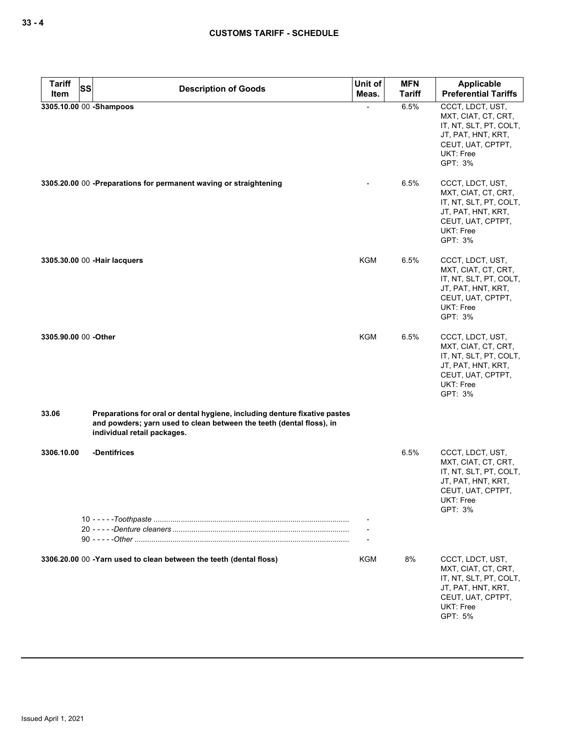| Tariff Item | SS | Description of Goods | Unit of Meas. | MFN Tariff | Applicable Preferential Tariffs |
|---|---|---|---|---|---|
| 3305.10.00 | 00 | **-Shampoos** | - | 6.5% | CCCT, LDCT, UST, MXT, CIAT, CT, CRT, IT, NT, SLT, PT, COLT, JT, PAT, HNT, KRT, CEUT, UAT, CPTPT, UKT: Free<br>GPT: 3% |
| 3305.20.00 | 00 | **-Preparations for permanent waving or straightening** | - | 6.5% | CCCT, LDCT, UST, MXT, CIAT, CT, CRT, IT, NT, SLT, PT, COLT, JT, PAT, HNT, KRT, CEUT, UAT, CPTPT, UKT: Free<br>GPT: 3% |
| 3305.30.00 | 00 | **-Hair lacquers** | KGM | 6.5% | CCCT, LDCT, UST, MXT, CIAT, CT, CRT, IT, NT, SLT, PT, COLT, JT, PAT, HNT, KRT, CEUT, UAT, CPTPT, UKT: Free<br>GPT: 3% |
| 3305.90.00 | 00 | **-Other** | KGM | 6.5% | CCCT, LDCT, UST, MXT, CIAT, CT, CRT, IT, NT, SLT, PT, COLT, JT, PAT, HNT, KRT, CEUT, UAT, CPTPT, UKT: Free<br>GPT: 3% |
| 33.06 | | **Preparations for oral or dental hygiene, including denture fixative pastes and powders; yarn used to clean between the teeth (dental floss), in individual retail packages.** | | | |
| 3306.10.00 | | **-Dentifrices** | | 6.5% | CCCT, LDCT, UST, MXT, CIAT, CT, CRT, IT, NT, SLT, PT, COLT, JT, PAT, HNT, KRT, CEUT, UAT, CPTPT, UKT: Free<br>GPT: 3% |
| | 10 | - - - - -*Toothpaste* | - | | |
| | 20 | - - - - -*Denture cleaners* | - | | |
| | 90 | - - - - -*Other* | - | | |
| 3306.20.00 | 00 | **-Yarn used to clean between the teeth (dental floss)** | KGM | 8% | CCCT, LDCT, UST, MXT, CIAT, CT, CRT, IT, NT, SLT, PT, COLT, JT, PAT, HNT, KRT, CEUT, UAT, CPTPT, UKT: Free<br>GPT: 5% |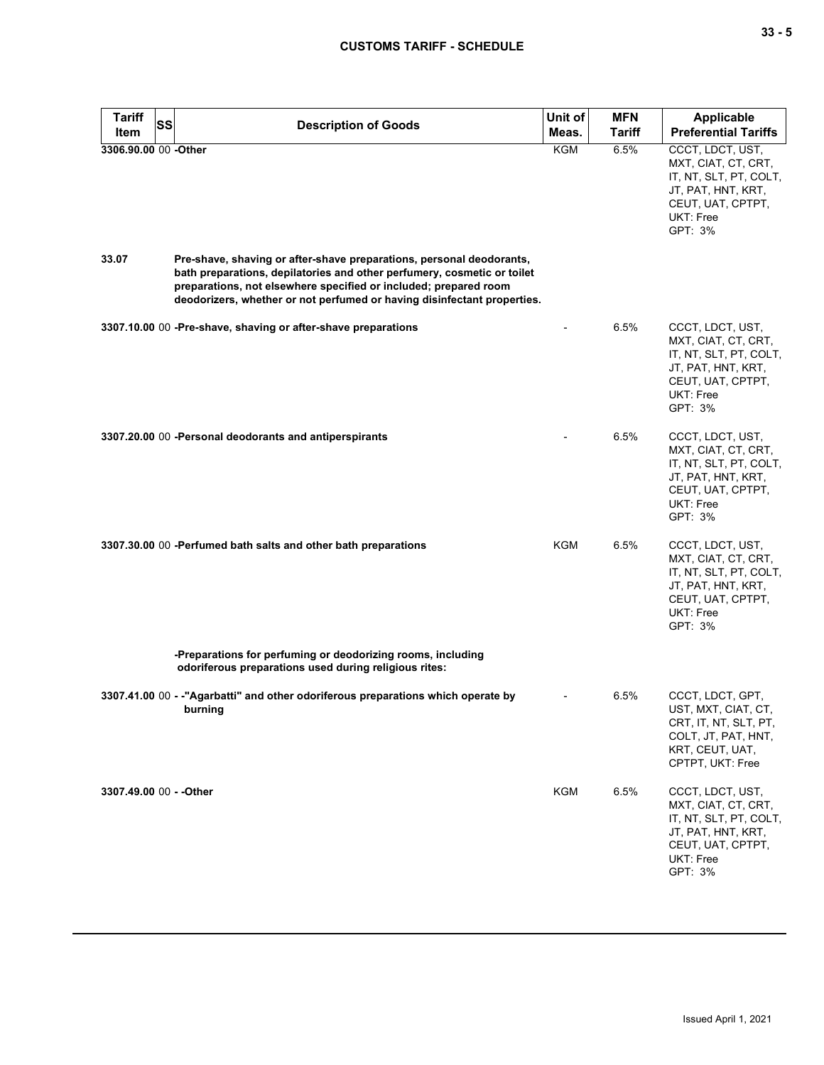| Tariff Item | SS | Description of Goods | Unit of Meas. | MFN Tariff | Applicable Preferential Tariffs |
|---|---|---|---|---|---|
| 3306.90.00 | 00 | -Other | KGM | 6.5% | CCCT, LDCT, UST, MXT, CIAT, CT, CRT, IT, NT, SLT, PT, COLT, JT, PAT, HNT, KRT, CEUT, UAT, CPTPT, UKT: Free<br>GPT: 3% |
| 33.07 | | **Pre-shave, shaving or after-shave preparations, personal deodorants, bath preparations, depilatories and other perfumery, cosmetic or toilet preparations, not elsewhere specified or included; prepared room deodorizers, whether or not perfumed or having disinfectant properties.** | | | |
| 3307.10.00 | 00 | -Pre-shave, shaving or after-shave preparations | - | 6.5% | CCCT, LDCT, UST, MXT, CIAT, CT, CRT, IT, NT, SLT, PT, COLT, JT, PAT, HNT, KRT, CEUT, UAT, CPTPT, UKT: Free<br>GPT: 3% |
| 3307.20.00 | 00 | -Personal deodorants and antiperspirants | - | 6.5% | CCCT, LDCT, UST, MXT, CIAT, CT, CRT, IT, NT, SLT, PT, COLT, JT, PAT, HNT, KRT, CEUT, UAT, CPTPT, UKT: Free<br>GPT: 3% |
| 3307.30.00 | 00 | -Perfumed bath salts and other bath preparations | KGM | 6.5% | CCCT, LDCT, UST, MXT, CIAT, CT, CRT, IT, NT, SLT, PT, COLT, JT, PAT, HNT, KRT, CEUT, UAT, CPTPT, UKT: Free<br>GPT: 3% |
| | | -Preparations for perfuming or deodorizing rooms, including odoriferous preparations used during religious rites: | | | |
| 3307.41.00 | 00 | - -"Agarbatti" and other odoriferous preparations which operate by burning | - | 6.5% | CCCT, LDCT, GPT, UST, MXT, CIAT, CT, CRT, IT, NT, SLT, PT, COLT, JT, PAT, HNT, KRT, CEUT, UAT, CPTPT, UKT: Free |
| 3307.49.00 | 00 | - -Other | KGM | 6.5% | CCCT, LDCT, UST, MXT, CIAT, CT, CRT, IT, NT, SLT, PT, COLT, JT, PAT, HNT, KRT, CEUT, UAT, CPTPT, UKT: Free<br>GPT: 3% |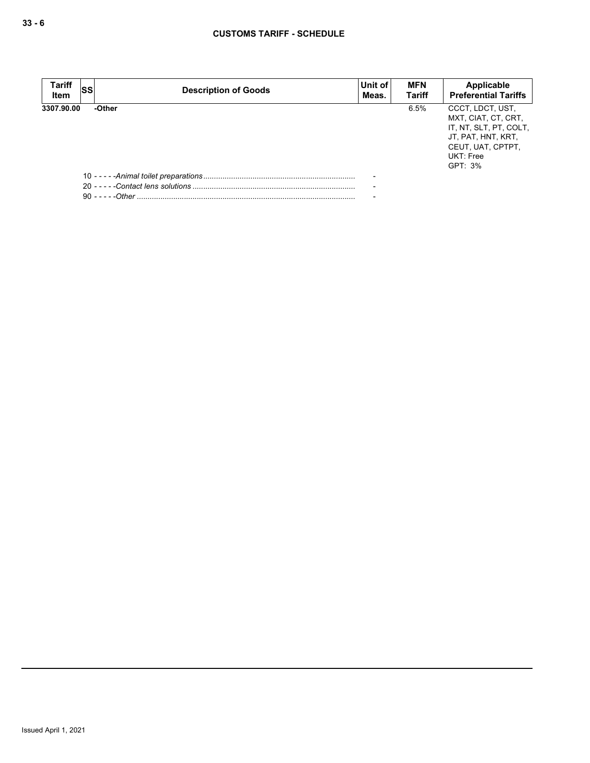| Tariff Item | SS | Description of Goods | Unit of Meas. | MFN Tariff | Applicable Preferential Tariffs |
|---|---|---|---|---|---|
| 3307.90.00 | | -Other | | 6.5% | CCCT, LDCT, UST, MXT, CIAT, CT, CRT, IT, NT, SLT, PT, COLT, JT, PAT, HNT, KRT, CEUT, UAT, CPTPT, UKT: Free<br>GPT: 3% |
| | 10 | - - - - -*Animal toilet preparations* | - | | |
| | 20 | - - - - -*Contact lens solutions* | - | | |
| | 90 | - - - - -*Other* | - | | |